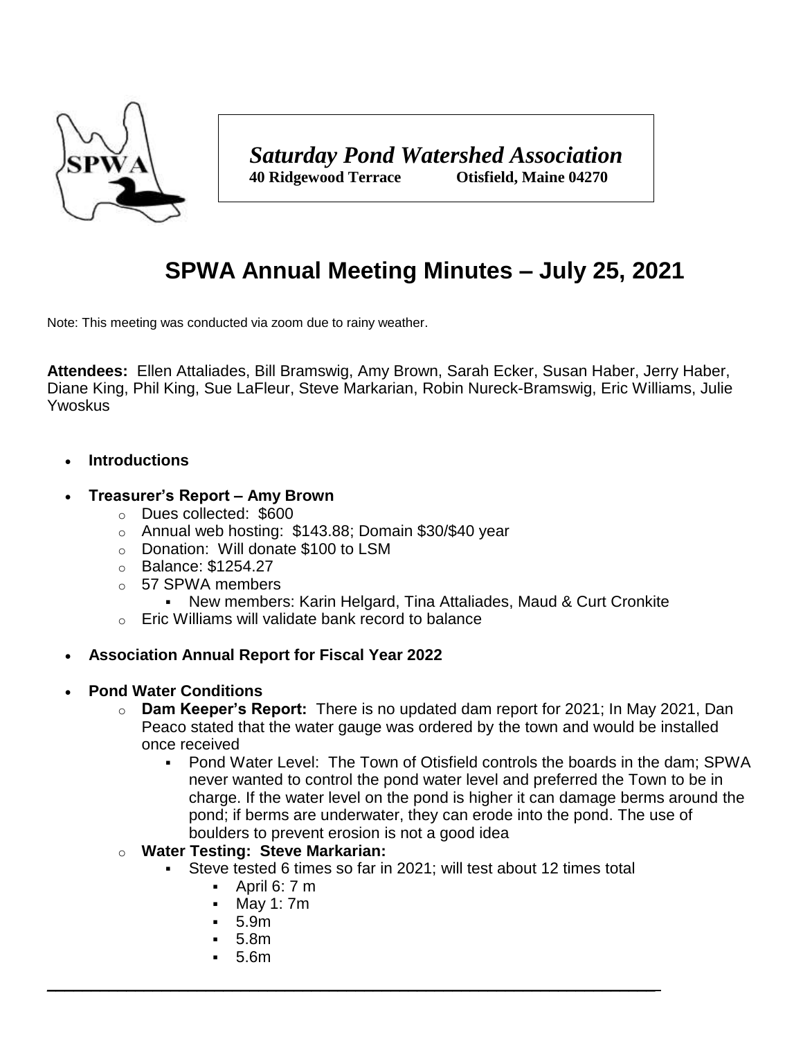*Saturday Pond Watershed Association*
**40 Ridgewood Terrace Otisfield, Maine 04270**

# SPWA Annual Meeting Minutes – July 25, 2021

Note: This meeting was conducted via zoom due to rainy weather.

**Attendees:** Ellen Attaliades, Bill Bramswig, Amy Brown, Sarah Ecker, Susan Haber, Jerry Haber, Diane King, Phil King, Sue LaFleur, Steve Markarian, Robin Nureck-Bramswig, Eric Williams, Julie Ywoskus

- **Introductions**
- **Treasurer's Report – Amy Brown**
  - Dues collected: $600
  - Annual web hosting: $143.88; Domain $30/$40 year
  - Donation: Will donate $100 to LSM
  - Balance: $1254.27
  - 57 SPWA members
    - New members: Karin Helgard, Tina Attaliades, Maud & Curt Cronkite
  - Eric Williams will validate bank record to balance
- **Association Annual Report for Fiscal Year 2022**
- **Pond Water Conditions**
  - **Dam Keeper's Report:** There is no updated dam report for 2021; In May 2021, Dan Peaco stated that the water gauge was ordered by the town and would be installed once received
    - Pond Water Level: The Town of Otisfield controls the boards in the dam; SPWA never wanted to control the pond water level and preferred the Town to be in charge. If the water level on the pond is higher it can damage berms around the pond; if berms are underwater, they can erode into the pond. The use of boulders to prevent erosion is not a good idea
  - **Water Testing: Steve Markarian:**
    - Steve tested 6 times so far in 2021; will test about 12 times total
      - April 6: 7 m
      - May 1: 7m
      - 5.9m
      - 5.8m
      - 5.6m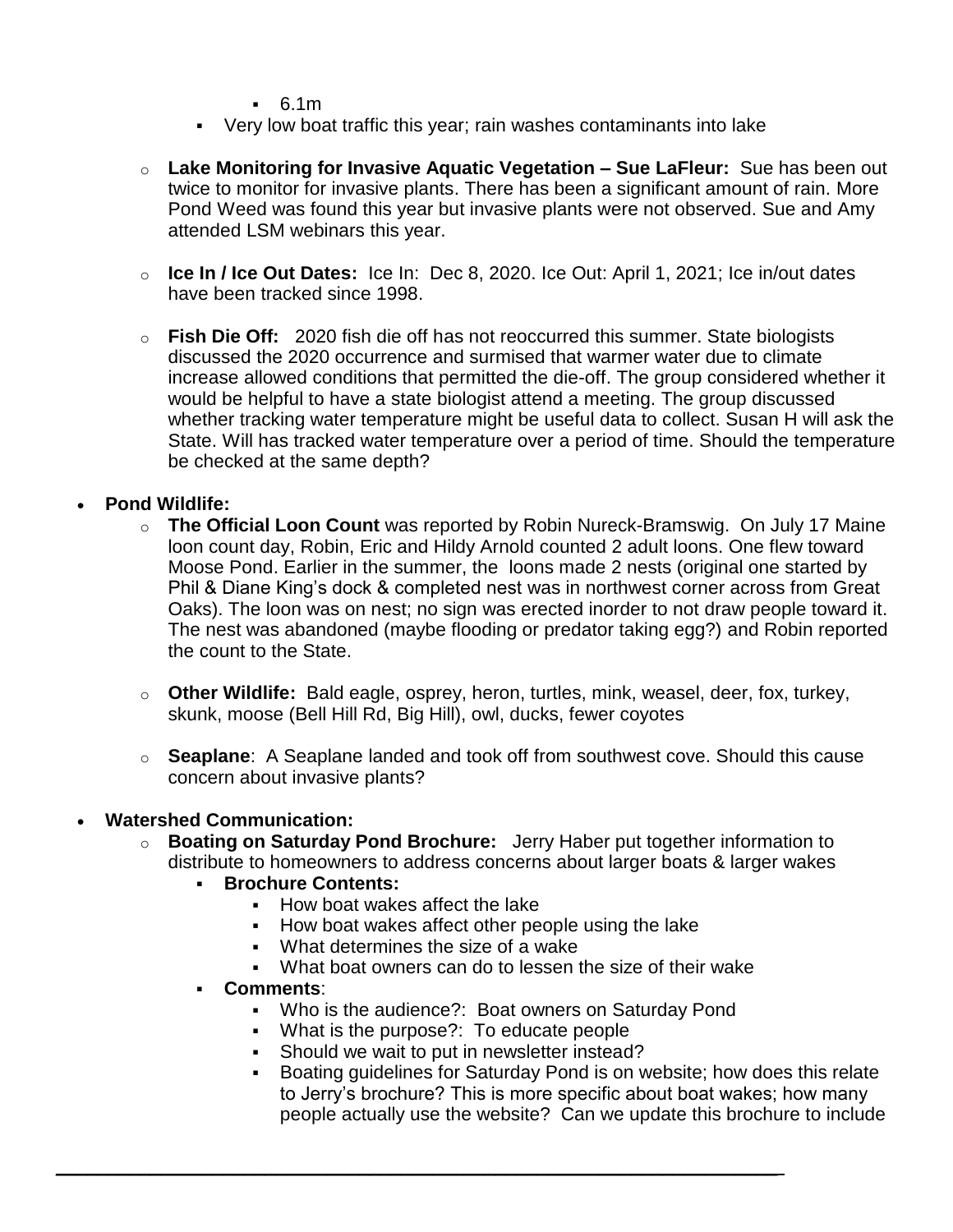- 6.1m
    - Very low boat traffic this year; rain washes contaminants into lake

- **Lake Monitoring for Invasive Aquatic Vegetation – Sue LaFleur:** Sue has been out twice to monitor for invasive plants. There has been a significant amount of rain. More Pond Weed was found this year but invasive plants were not observed. Sue and Amy attended LSM webinars this year.

- **Ice In / Ice Out Dates:** Ice In: Dec 8, 2020. Ice Out: April 1, 2021; Ice in/out dates have been tracked since 1998.

- **Fish Die Off:** 2020 fish die off has not reoccurred this summer. State biologists discussed the 2020 occurrence and surmised that warmer water due to climate increase allowed conditions that permitted the die-off. The group considered whether it would be helpful to have a state biologist attend a meeting. The group discussed whether tracking water temperature might be useful data to collect. Susan H will ask the State. Will has tracked water temperature over a period of time. Should the temperature be checked at the same depth?

- **Pond Wildlife:**
    - **The Official Loon Count** was reported by Robin Nureck-Bramswig. On July 17 Maine loon count day, Robin, Eric and Hildy Arnold counted 2 adult loons. One flew toward Moose Pond. Earlier in the summer, the loons made 2 nests (original one started by Phil & Diane King's dock & completed nest was in northwest corner across from Great Oaks). The loon was on nest; no sign was erected inorder to not draw people toward it. The nest was abandoned (maybe flooding or predator taking egg?) and Robin reported the count to the State.

    - **Other Wildlife:** Bald eagle, osprey, heron, turtles, mink, weasel, deer, fox, turkey, skunk, moose (Bell Hill Rd, Big Hill), owl, ducks, fewer coyotes

    - **Seaplane**: A Seaplane landed and took off from southwest cove. Should this cause concern about invasive plants?

- **Watershed Communication:**
    - **Boating on Saturday Pond Brochure:** Jerry Haber put together information to distribute to homeowners to address concerns about larger boats & larger wakes
        - **Brochure Contents:**
            - How boat wakes affect the lake
            - How boat wakes affect other people using the lake
            - What determines the size of a wake
            - What boat owners can do to lessen the size of their wake
        - **Comments**:
            - Who is the audience?: Boat owners on Saturday Pond
            - What is the purpose?: To educate people
            - Should we wait to put in newsletter instead?
            - Boating guidelines for Saturday Pond is on website; how does this relate to Jerry's brochure? This is more specific about boat wakes; how many people actually use the website? Can we update this brochure to include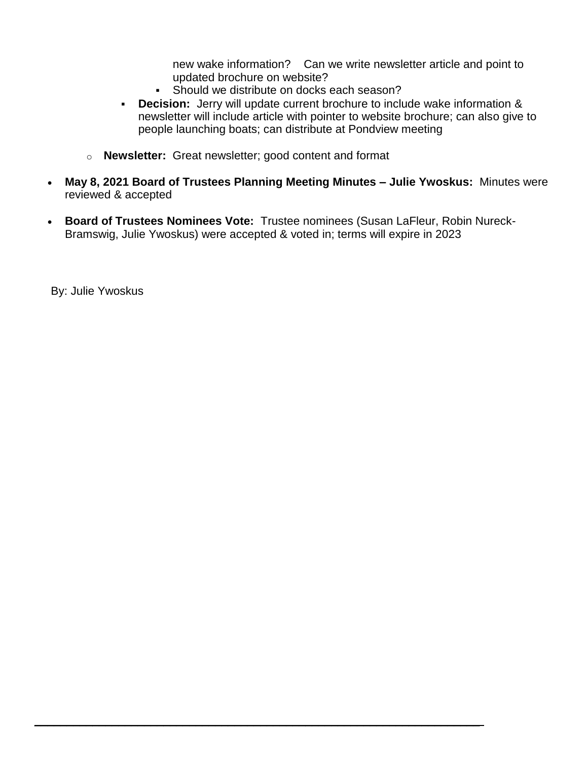new wake information?    Can we write newsletter article and point to updated brochure on website?
    - Should we distribute on docks each season?
  - **Decision:** Jerry will update current brochure to include wake information & newsletter will include article with pointer to website brochure; can also give to people launching boats; can distribute at Pondview meeting

  - **Newsletter:** Great newsletter; good content and format

- **May 8, 2021 Board of Trustees Planning Meeting Minutes – Julie Ywoskus:** Minutes were reviewed & accepted

- **Board of Trustees Nominees Vote:** Trustee nominees (Susan LaFleur, Robin Nureck-Bramswig, Julie Ywoskus) were accepted & voted in; terms will expire in 2023

By: Julie Ywoskus